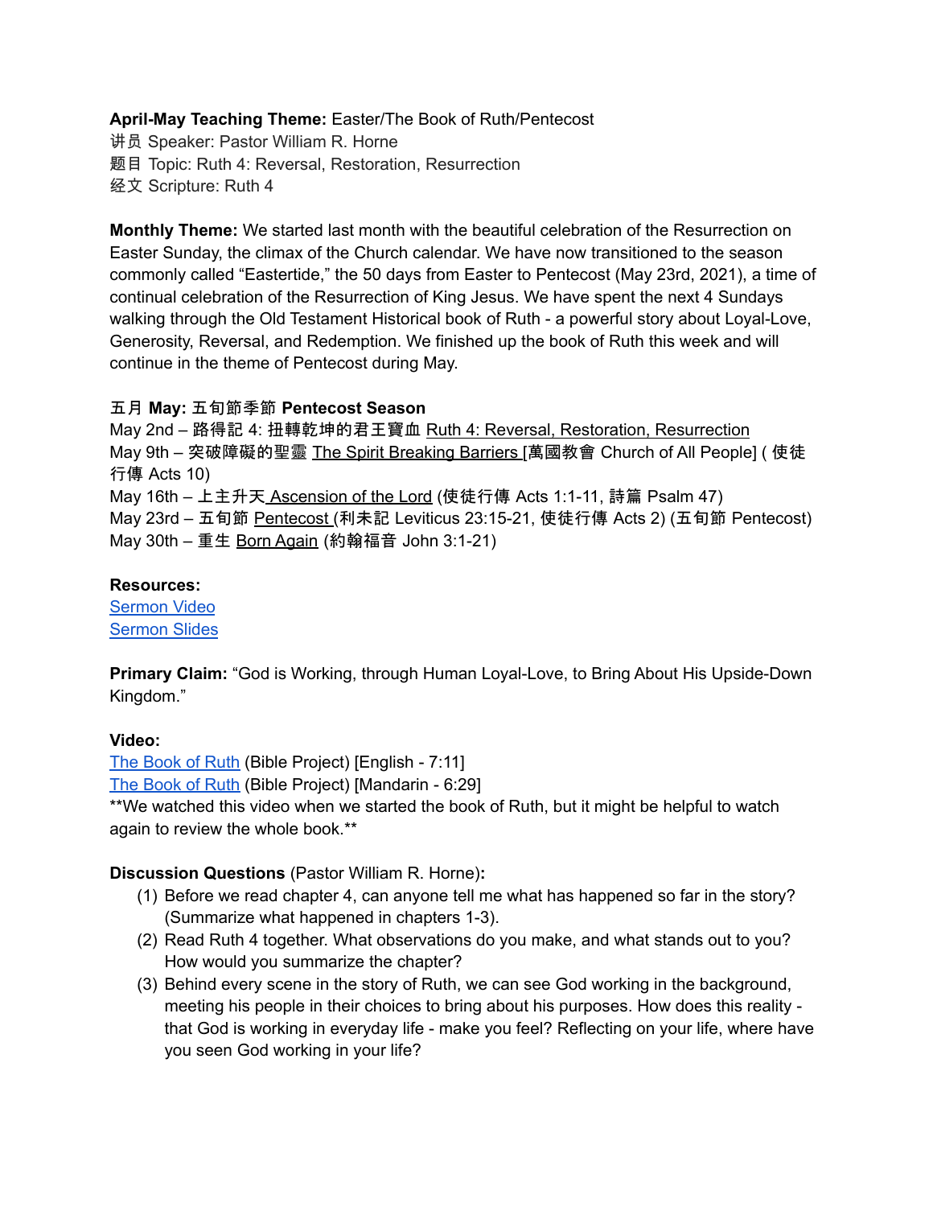**April-May Teaching Theme:** Easter/The Book of Ruth/Pentecost
讲员 Speaker: Pastor William R. Horne
题目 Topic: Ruth 4: Reversal, Restoration, Resurrection
经文 Scripture: Ruth 4

**Monthly Theme:** We started last month with the beautiful celebration of the Resurrection on Easter Sunday, the climax of the Church calendar. We have now transitioned to the season commonly called "Eastertide," the 50 days from Easter to Pentecost (May 23rd, 2021), a time of continual celebration of the Resurrection of King Jesus. We have spent the next 4 Sundays walking through the Old Testament Historical book of Ruth - a powerful story about Loyal-Love, Generosity, Reversal, and Redemption. We finished up the book of Ruth this week and will continue in the theme of Pentecost during May.

五月 **May:** 五旬節季節 **Pentecost Season**
May 2nd – 路得記 4: 扭轉乾坤的君王寶血 Ruth 4: Reversal, Restoration, Resurrection
May 9th – 突破障礙的聖靈 The Spirit Breaking Barriers [萬國教會 Church of All People] ( 使徒行傳 Acts 10)
May 16th – 上主升天 Ascension of the Lord (使徒行傳 Acts 1:1-11, 詩篇 Psalm 47)
May 23rd – 五旬節 Pentecost (利未記 Leviticus 23:15-21, 使徒行傳 Acts 2) (五旬節 Pentecost)
May 30th – 重生 Born Again (約翰福音 John 3:1-21)

**Resources:**
Sermon Video
Sermon Slides

**Primary Claim:** "God is Working, through Human Loyal-Love, to Bring About His Upside-Down Kingdom."

**Video:**
The Book of Ruth (Bible Project) [English - 7:11]
The Book of Ruth (Bible Project) [Mandarin - 6:29]
**We watched this video when we started the book of Ruth, but it might be helpful to watch again to review the whole book.**

**Discussion Questions** (Pastor William R. Horne)**:**

(1) Before we read chapter 4, can anyone tell me what has happened so far in the story? (Summarize what happened in chapters 1-3).
(2) Read Ruth 4 together. What observations do you make, and what stands out to you? How would you summarize the chapter?
(3) Behind every scene in the story of Ruth, we can see God working in the background, meeting his people in their choices to bring about his purposes. How does this reality - that God is working in everyday life - make you feel? Reflecting on your life, where have you seen God working in your life?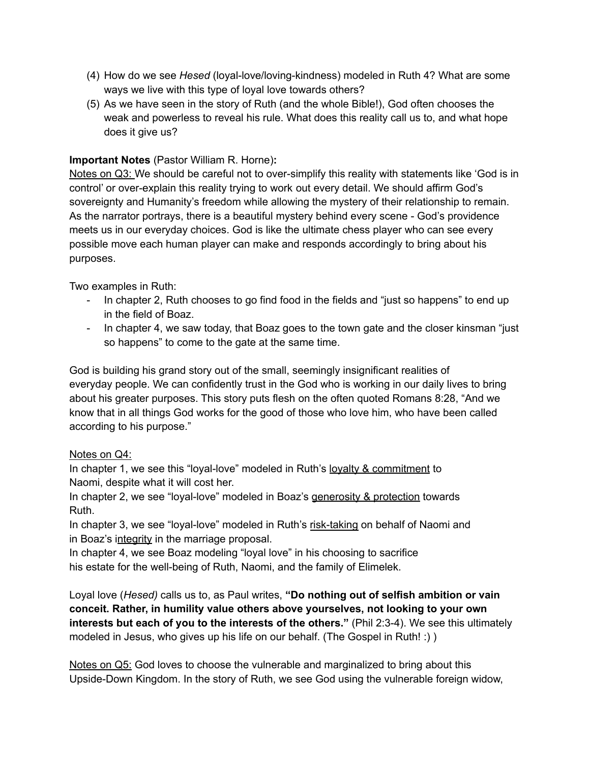(4) How do we see *Hesed* (loyal-love/loving-kindness) modeled in Ruth 4? What are some ways we live with this type of loyal love towards others?

(5) As we have seen in the story of Ruth (and the whole Bible!), God often chooses the weak and powerless to reveal his rule. What does this reality call us to, and what hope does it give us?

**Important Notes** (Pastor William R. Horne)**:**

<u>Notes on Q3:</u> We should be careful not to over-simplify this reality with statements like 'God is in control' or over-explain this reality trying to work out every detail. We should affirm God's sovereignty and Humanity's freedom while allowing the mystery of their relationship to remain. As the narrator portrays, there is a beautiful mystery behind every scene - God's providence meets us in our everyday choices. God is like the ultimate chess player who can see every possible move each human player can make and responds accordingly to bring about his purposes.

Two examples in Ruth:

- In chapter 2, Ruth chooses to go find food in the fields and "just so happens" to end up in the field of Boaz.
- In chapter 4, we saw today, that Boaz goes to the town gate and the closer kinsman "just so happens" to come to the gate at the same time.

God is building his grand story out of the small, seemingly insignificant realities of everyday people. We can confidently trust in the God who is working in our daily lives to bring about his greater purposes. This story puts flesh on the often quoted Romans 8:28, "And we know that in all things God works for the good of those who love him, who have been called according to his purpose."

<u>Notes on Q4:</u>

In chapter 1, we see this "loyal-love" modeled in Ruth's <u>loyalty & commitment</u> to Naomi, despite what it will cost her.

In chapter 2, we see "loyal-love" modeled in Boaz's <u>generosity & protection</u> towards Ruth.

In chapter 3, we see "loyal-love" modeled in Ruth's <u>risk-taking</u> on behalf of Naomi and in Boaz's <u>integrity</u> in the marriage proposal.

In chapter 4, we see Boaz modeling "loyal love" in his choosing to sacrifice his estate for the well-being of Ruth, Naomi, and the family of Elimelek.

Loyal love (*Hesed)* calls us to, as Paul writes, **"Do nothing out of selfish ambition or vain conceit. Rather, in humility value others above yourselves, not looking to your own interests but each of you to the interests of the others."** (Phil 2:3-4). We see this ultimately modeled in Jesus, who gives up his life on our behalf. (The Gospel in Ruth! :) )

<u>Notes on Q5:</u> God loves to choose the vulnerable and marginalized to bring about this Upside-Down Kingdom. In the story of Ruth, we see God using the vulnerable foreign widow,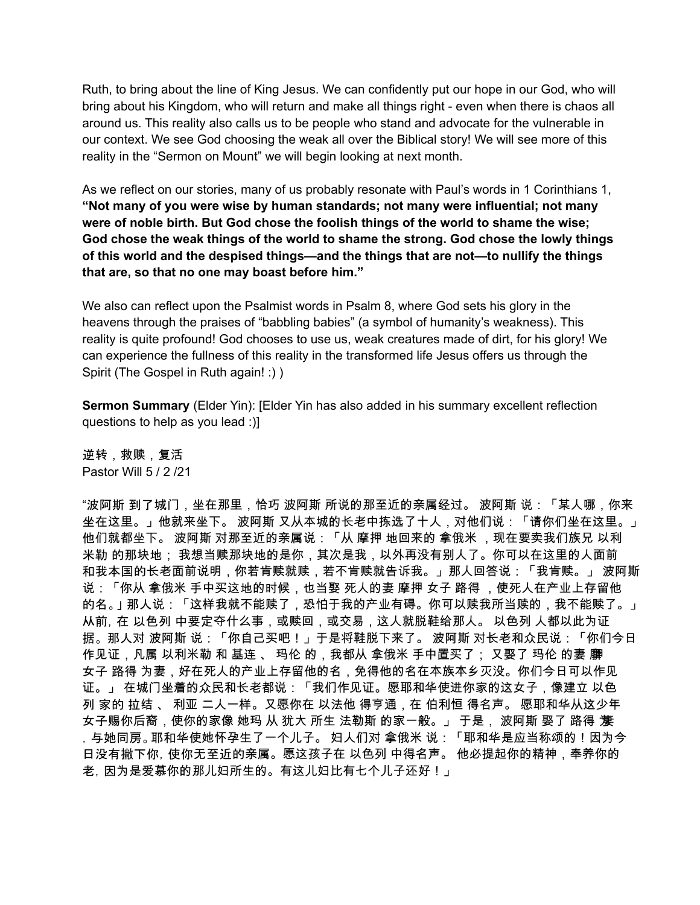Ruth, to bring about the line of King Jesus. We can confidently put our hope in our God, who will bring about his Kingdom, who will return and make all things right - even when there is chaos all around us. This reality also calls us to be people who stand and advocate for the vulnerable in our context. We see God choosing the weak all over the Biblical story! We will see more of this reality in the "Sermon on Mount" we will begin looking at next month.

As we reflect on our stories, many of us probably resonate with Paul's words in 1 Corinthians 1, **"Not many of you were wise by human standards; not many were influential; not many were of noble birth. But God chose the foolish things of the world to shame the wise; God chose the weak things of the world to shame the strong. God chose the lowly things of this world and the despised things—and the things that are not—to nullify the things that are, so that no one may boast before him."**

We also can reflect upon the Psalmist words in Psalm 8, where God sets his glory in the heavens through the praises of "babbling babies" (a symbol of humanity's weakness). This reality is quite profound! God chooses to use us, weak creatures made of dirt, for his glory! We can experience the fullness of this reality in the transformed life Jesus offers us through the Spirit (The Gospel in Ruth again! :) )

**Sermon Summary** (Elder Yin): [Elder Yin has also added in his summary excellent reflection questions to help as you lead :)]

逆转，救赎，复活
Pastor Will 5 / 2 /21

"波阿斯 到了城门，坐在那里，恰巧 波阿斯 所说的那至近的亲属经过。 波阿斯 说：「某人哪，你来坐在这里。」他就来坐下。 波阿斯 又从本城的长老中拣选了十人，对他们说：「请你们坐在这里。」他们就都坐下。 波阿斯 对那至近的亲属说：「从 摩押 地回来的 拿俄米 ，现在要卖我们族兄 以利米勒 的那块地； 我想当赎那块地的是你，其次是我，以外再没有别人了。你可以在这里的人面前和我本国的长老面前说明，你若肯赎就赎，若不肯赎就告诉我。」那人回答说：「我肯赎。」 波阿斯 说：「你从 拿俄米 手中买这地的时候，也当娶 死人的妻 摩押 女子 路得 ，使死人在产业上存留他的名。」那人说：「这样我就不能赎了，恐怕于我的产业有碍。你可以赎我所当赎的，我不能赎了。」从前，在 以色列 中要定夺什么事，或赎回，或交易，这人就脱鞋给那人。 以色列 人都以此为证据。那人对 波阿斯 说：「你自己买吧！」于是将鞋脱下来了。 波阿斯 对长老和众民说：「你们今日作见证，凡属 以利米勒 和 基连 、 玛伦 的，我都从 拿俄米 手中置买了； 又娶了 玛伦 的妻 摩押 女子 路得 为妻，好在死人的产业上存留他的名，免得他的名在本族本乡灭没。你们今日可以作见证。」 在城门坐着的众民和长老都说：「我们作见证。愿耶和华使进你家的这女子，像建立 以色列 家的 拉结 、 利亚 二人一样。又愿你在 以法他 得亨通，在 伯利恒 得名声。 愿耶和华从这少年女子赐你后裔，使你的家像 她玛 从 犹大 所生 法勒斯 的家一般。」 于是， 波阿斯 娶了 路得 为妻，与她同房。耶和华使她怀孕生了一个儿子。 妇人们对 拿俄米 说：「耶和华是应当称颂的！因为今日没有撇下你，使你无至近的亲属。愿这孩子在 以色列 中得名声。 他必提起你的精神，奉养你的老，因为是爱慕你的那儿妇所生的。有这儿妇比有七个儿子还好！」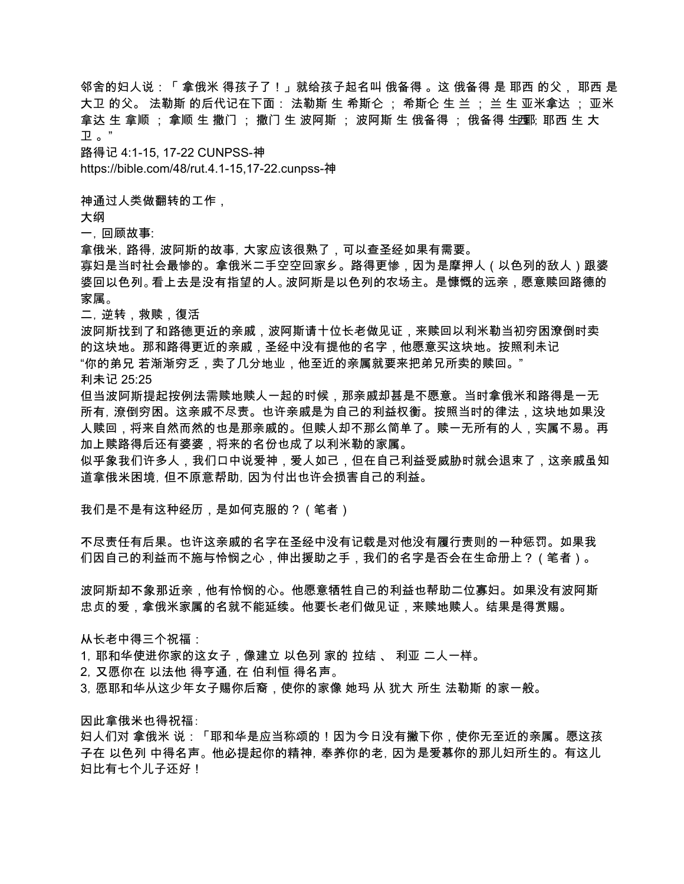邻舍的妇人说：「 拿俄米 得孩子了！」就给孩子起名叫 俄备得 。这 俄备得 是 耶西 的父， 耶西 是 大卫 的父。 法勒斯 的后代记在下面： 法勒斯 生 希斯仑 ； 希斯仑 生 兰 ； 兰 生 亚米拿达 ； 亚米拿达 生 拿顺 ； 拿顺 生 撒门 ； 撒门 生 波阿斯 ； 波阿斯 生 俄备得 ； 俄备得 生 耶西 ； 耶西 生 大卫 。"

路得记 4:1-15, 17-22 CUNPSS-神

https://bible.com/48/rut.4.1-15,17-22.cunpss-神

神通过人类做翻转的工作，

大纲

一，回顾故事:

拿俄米，路得，波阿斯的故事，大家应该很熟了，可以查圣经如果有需要。

寡妇是当时社会最惨的。拿俄米二手空空回家乡。路得更惨，因为是摩押人（以色列的敌人）跟婆婆回以色列。看上去是没有指望的人。波阿斯是以色列的农场主。是慷慨的远亲，愿意赎回路德的家属。

二，逆转，救赎，復活

波阿斯找到了和路德更近的亲戚，波阿斯请十位长老做见证，来赎回以利米勒当初穷困潦倒时卖的这块地。那和路得更近的亲戚，圣经中没有提他的名字，他愿意买这块地。按照利未记

"你的弟兄 若渐渐穷乏，卖了几分地业，他至近的亲属就要来把弟兄所卖的赎回。"

利未记 25:25

但当波阿斯提起按例法需赎地赎人一起的时候，那亲戚却甚是不愿意。当时拿俄米和路得是一无所有，潦倒穷困。这亲戚不尽责。也许亲戚是为自己的利益权衡。按照当时的律法，这块地如果没人赎回，将来自然而然的也是那亲戚的。但赎人却不那么简单了。赎一无所有的人，实属不易。再加上赎路得后还有婆婆，将来的名份也成了以利米勒的家属。

似乎象我们许多人，我们口中说爱神，爱人如己，但在自己利益受威胁时就会退束了，这亲戚虽知道拿俄米困境，但不原意帮助，因为付出也许会损害自己的利益。

我们是不是有这种经历，是如何克服的？（笔者）

不尽责任有后果。也许这亲戚的名字在圣经中没有记载是对他没有履行责则的一种惩罚。如果我们因自己的利益而不施与怜悯之心，伸出援助之手，我们的名字是否会在生命册上？（笔者）。

波阿斯却不象那近亲，他有怜悯的心。他愿意牺牲自己的利益也帮助二位寡妇。如果没有波阿斯忠贞的爱，拿俄米家属的名就不能延续。他要长老们做见证，来赎地赎人。结果是得赏赐。

从长老中得三个祝福：

1, 耶和华使进你家的这女子，像建立 以色列 家的 拉结 、 利亚 二人一样。

2, 又愿你在 以法他 得亨通，在 伯利恒 得名声。

3, 愿耶和华从这少年女子赐你后裔，使你的家像 她玛 从 犹大 所生 法勒斯 的家一般。

因此拿俄米也得祝福:

妇人们对 拿俄米 说：「耶和华是应当称颂的！因为今日没有撇下你，使你无至近的亲属。愿这孩子在 以色列 中得名声。他必提起你的精神，奉养你的老，因为是爱慕你的那儿妇所生的。有这儿妇比有七个儿子还好！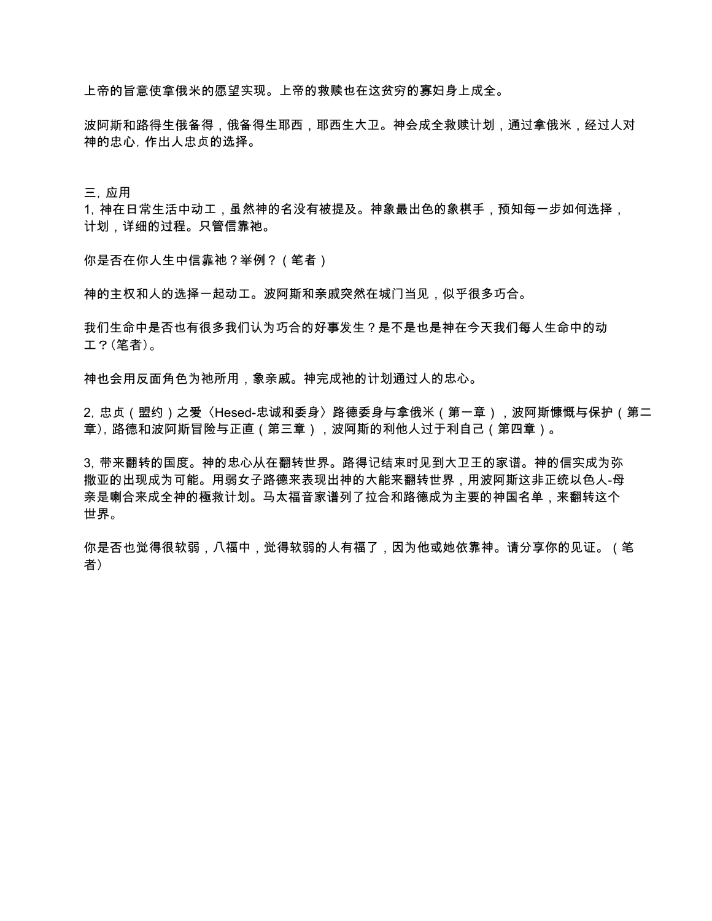上帝的旨意使拿俄米的愿望实现。上帝的救赎也在这贫穷的寡妇身上成全。

波阿斯和路得生俄备得，俄备得生耶西，耶西生大卫。神会成全救赎计划，通过拿俄米，经过人对神的忠心，作出人忠贞的选择。

三，应用

1，神在日常生活中动工，虽然神的名没有被提及。神象最出色的象棋手，预知每一步如何选择，计划，详细的过程。只管信靠祂。

你是否在你人生中信靠祂？举例？（笔者）

神的主权和人的选择一起动工。波阿斯和亲戚突然在城门当见，似乎很多巧合。

我们生命中是否也有很多我们认为巧合的好事发生？是不是也是神在今天我们每人生命中的动工？（笔者）。

神也会用反面角色为祂所用，象亲戚。神完成祂的计划通过人的忠心。

2，忠贞（盟约）之爱〈Hesed-忠诚和委身〉路德委身与拿俄米（第一章），波阿斯慷慨与保护（第二章），路德和波阿斯冒险与正直（第三章），波阿斯的利他人过于利自己（第四章）。

3，带来翻转的国度。神的忠心从在翻转世界。路得记结束时见到大卫王的家谱。神的信实成为弥撒亚的出现成为可能。用弱女子路德来表现出神的大能来翻转世界，用波阿斯这非正统以色人-母亲是喇合来成全神的極救计划。马太福音家谱列了拉合和路德成为主要的神国名单，来翻转这个世界。

你是否也觉得很软弱，八福中，觉得软弱的人有福了，因为他或她依靠神。请分享你的见证。（笔者）